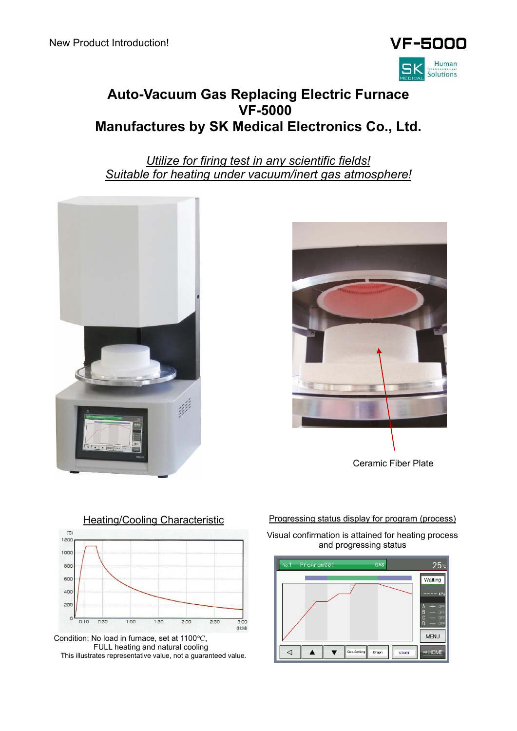New Product Introduction!

VF-5000

# Auto-Vacuum Gas Replacing Electric Furnace
# VF-5000
# Manufactures by SK Medical Electronics Co., Ltd.

*Utilize for firing test in any scientific fields!*
*Suitable for heating under vacuum/inert gas atmosphere!*

Ceramic Fiber Plate

## Heating/Cooling Characteristic

Condition: No load in furnace, set at 1100℃,
FULL heating and natural cooling
This illustrates representative value, not a guaranteed value.

## Progressing status display for program (process)

Visual confirmation is attained for heating process and progressing status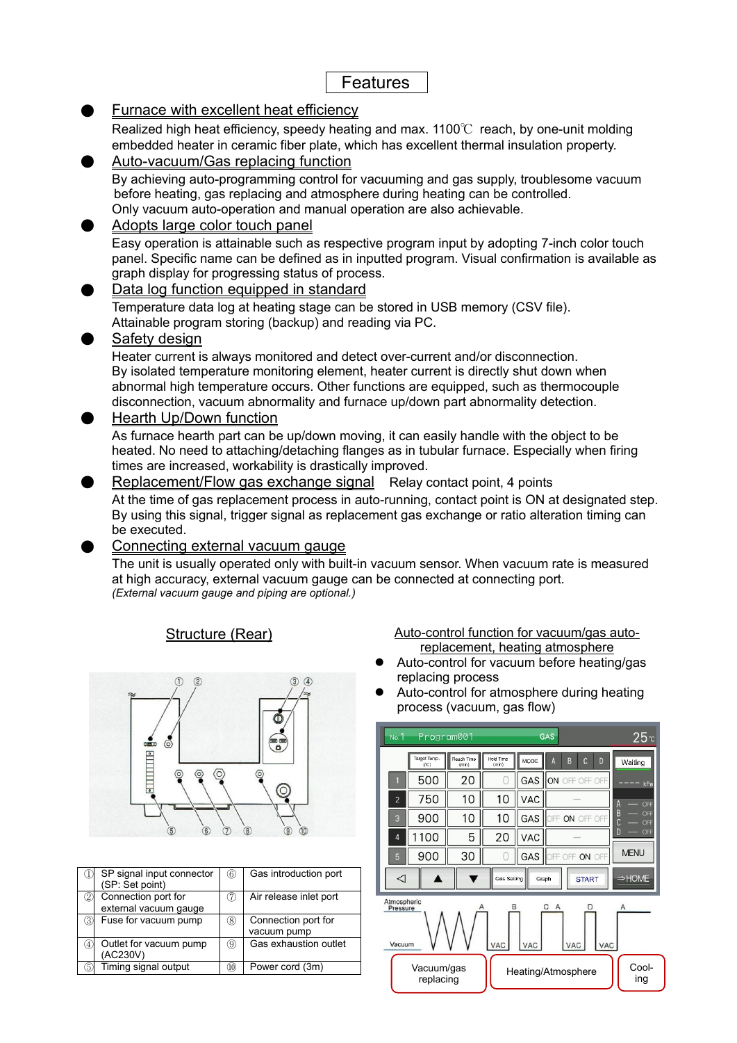# Features

- **Furnace with excellent heat efficiency**

  Realized high heat efficiency, speedy heating and max. 1100℃ reach, by one-unit molding embedded heater in ceramic fiber plate, which has excellent thermal insulation property.

- **Auto-vacuum/Gas replacing function**

  By achieving auto-programming control for vacuuming and gas supply, troublesome vacuum before heating, gas replacing and atmosphere during heating can be controlled.
  Only vacuum auto-operation and manual operation are also achievable.

- **Adopts large color touch panel**

  Easy operation is attainable such as respective program input by adopting 7-inch color touch panel. Specific name can be defined as in inputted program. Visual confirmation is available as graph display for progressing status of process.

- **Data log function equipped in standard**

  Temperature data log at heating stage can be stored in USB memory (CSV file).
  Attainable program storing (backup) and reading via PC.

- **Safety design**

  Heater current is always monitored and detect over-current and/or disconnection.
  By isolated temperature monitoring element, heater current is directly shut down when abnormal high temperature occurs. Other functions are equipped, such as thermocouple disconnection, vacuum abnormality and furnace up/down part abnormality detection.

- **Hearth Up/Down function**

  As furnace hearth part can be up/down moving, it can easily handle with the object to be heated. No need to attaching/detaching flanges as in tubular furnace. Especially when firing times are increased, workability is drastically improved.

- **Replacement/Flow gas exchange signal** Relay contact point, 4 points

  At the time of gas replacement process in auto-running, contact point is ON at designated step. By using this signal, trigger signal as replacement gas exchange or ratio alteration timing can be executed.

- **Connecting external vacuum gauge**

  The unit is usually operated only with built-in vacuum sensor. When vacuum rate is measured at high accuracy, external vacuum gauge can be connected at connecting port.
  *(External vacuum gauge and piping are optional.)*

## Structure (Rear)

| No. | Item | No. | Item |
|---|---|---|---|
| ① | SP signal input connector (SP: Set point) | ⑥ | Gas introduction port |
| ② | Connection port for external vacuum gauge | ⑦ | Air release inlet port |
| ③ | Fuse for vacuum pump | ⑧ | Connection port for vacuum pump |
| ④ | Outlet for vacuum pump (AC230V) | ⑨ | Gas exhaustion outlet |
| ⑤ | Timing signal output | ⑩ | Power cord (3m) |

## Auto-control function for vacuum/gas auto-replacement, heating atmosphere

- Auto-control for vacuum before heating/gas replacing process
- Auto-control for atmosphere during heating process (vacuum, gas flow)

No.1 Program001 GAS 25℃

| | Target Temp. (℃) | Reach Time (min) | Hold Time (min) | MODE | A B C D |
|---|---|---|---|---|---|
| 1 | 500 | 20 | 0 | GAS | ON OFF OFF OFF |
| 2 | 750 | 10 | 10 | VAC | — |
| 3 | 900 | 10 | 10 | GAS | OFF ON OFF OFF |
| 4 | 1100 | 5 | 20 | VAC | — |
| 5 | 900 | 30 | 0 | GAS | OFF OFF ON OFF |

Waiting ---- kPa; A — OFF, B — OFF, C — OFF, D — OFF; MENU; Gas Setting; Graph; START; ⇒HOME

Atmospheric Pressure / Vacuum — A, B, C, A, D, A — VAC, VAC, VAC, VAC

Vacuum/gas replacing | Heating/Atmosphere | Cooling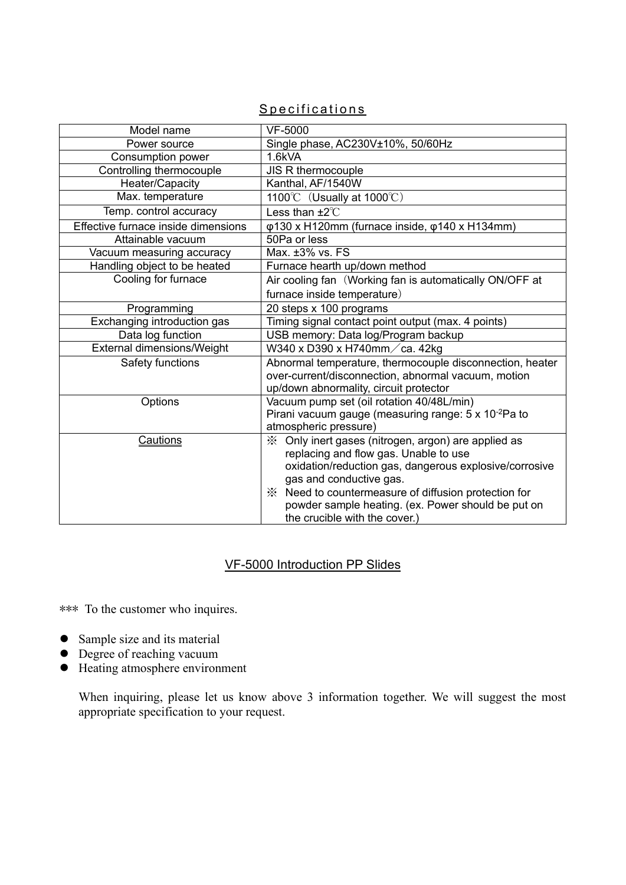## Specifications

| | |
|---|---|
| Model name | VF-5000 |
| Power source | Single phase, AC230V±10%, 50/60Hz |
| Consumption power | 1.6kVA |
| Controlling thermocouple | JIS R thermocouple |
| Heater/Capacity | Kanthal, AF/1540W |
| Max. temperature | 1100℃（Usually at 1000℃） |
| Temp. control accuracy | Less than ±2℃ |
| Effective furnace inside dimensions | φ130 x H120mm (furnace inside, φ140 x H134mm) |
| Attainable vacuum | 50Pa or less |
| Vacuum measuring accuracy | Max. ±3% vs. FS |
| Handling object to be heated | Furnace hearth up/down method |
| Cooling for furnace | Air cooling fan（Working fan is automatically ON/OFF at furnace inside temperature） |
| Programming | 20 steps x 100 programs |
| Exchanging introduction gas | Timing signal contact point output (max. 4 points) |
| Data log function | USB memory: Data log/Program backup |
| External dimensions/Weight | W340 x D390 x H740mm／ca. 42kg |
| Safety functions | Abnormal temperature, thermocouple disconnection, heater over-current/disconnection, abnormal vacuum, motion up/down abnormality, circuit protector |
| Options | Vacuum pump set (oil rotation 40/48L/min)<br>Pirani vacuum gauge (measuring range: 5 x $10^{-2}$Pa to atmospheric pressure) |
| Cautions | ※ Only inert gases (nitrogen, argon) are applied as replacing and flow gas. Unable to use oxidation/reduction gas, dangerous explosive/corrosive gas and conductive gas.<br>※ Need to countermeasure of diffusion protection for powder sample heating. (ex. Power should be put on the crucible with the cover.) |

## VF-5000 Introduction PP Slides

*** To the customer who inquires.

- Sample size and its material
- Degree of reaching vacuum
- Heating atmosphere environment

When inquiring, please let us know above 3 information together. We will suggest the most appropriate specification to your request.